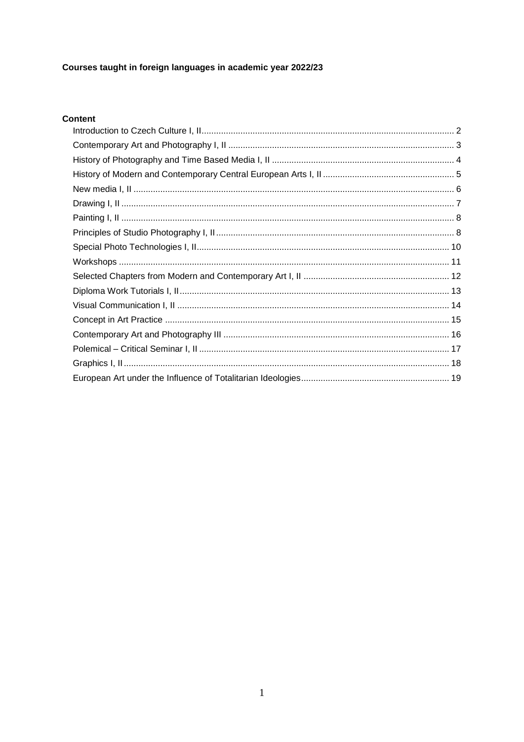**Courses taught in foreign languages in academic year 2022/23**

**Content**

- Introduction to Czech Culture I, II ..... 2
- Contemporary Art and Photography I, II ..... 3
- History of Photography and Time Based Media I, II ..... 4
- History of Modern and Contemporary Central European Arts I, II ..... 5
- New media I, II ..... 6
- Drawing I, II ..... 7
- Painting I, II ..... 8
- Principles of Studio Photography I, II ..... 8
- Special Photo Technologies I, II ..... 10
- Workshops ..... 11
- Selected Chapters from Modern and Contemporary Art I, II ..... 12
- Diploma Work Tutorials I, II ..... 13
- Visual Communication I, II ..... 14
- Concept in Art Practice ..... 15
- Contemporary Art and Photography III ..... 16
- Polemical – Critical Seminar I, II ..... 17
- Graphics I, II ..... 18
- European Art under the Influence of Totalitarian Ideologies ..... 19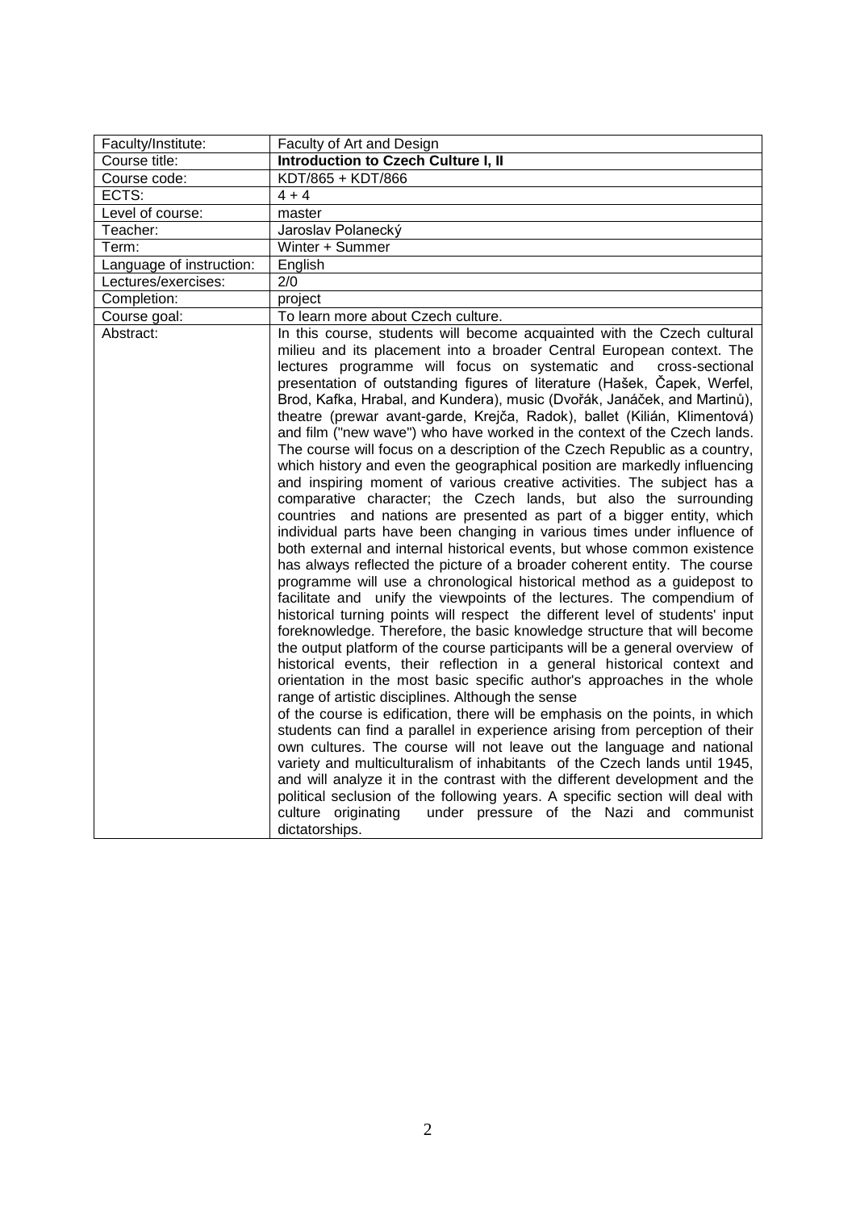| Faculty/Institute: | Faculty of Art and Design |
|---|---|
| Course title: | **Introduction to Czech Culture I, II** |
| Course code: | KDT/865 + KDT/866 |
| ECTS: | 4 + 4 |
| Level of course: | master |
| Teacher: | Jaroslav Polanecký |
| Term: | Winter + Summer |
| Language of instruction: | English |
| Lectures/exercises: | 2/0 |
| Completion: | project |
| Course goal: | To learn more about Czech culture. |
| Abstract: | In this course, students will become acquainted with the Czech cultural milieu and its placement into a broader Central European context. The lectures programme will focus on systematic and cross-sectional presentation of outstanding figures of literature (Hašek, Čapek, Werfel, Brod, Kafka, Hrabal, and Kundera), music (Dvořák, Janáček, and Martinů), theatre (prewar avant-garde, Krejča, Radok), ballet (Kilián, Klimentová) and film ("new wave") who have worked in the context of the Czech lands. The course will focus on a description of the Czech Republic as a country, which history and even the geographical position are markedly influencing and inspiring moment of various creative activities. The subject has a comparative character; the Czech lands, but also the surrounding countries and nations are presented as part of a bigger entity, which individual parts have been changing in various times under influence of both external and internal historical events, but whose common existence has always reflected the picture of a broader coherent entity. The course programme will use a chronological historical method as a guidepost to facilitate and unify the viewpoints of the lectures. The compendium of historical turning points will respect the different level of students' input foreknowledge. Therefore, the basic knowledge structure that will become the output platform of the course participants will be a general overview of historical events, their reflection in a general historical context and orientation in the most basic specific author's approaches in the whole range of artistic disciplines. Although the sense of the course is edification, there will be emphasis on the points, in which students can find a parallel in experience arising from perception of their own cultures. The course will not leave out the language and national variety and multiculturalism of inhabitants of the Czech lands until 1945, and will analyze it in the contrast with the different development and the political seclusion of the following years. A specific section will deal with culture originating under pressure of the Nazi and communist dictatorships. |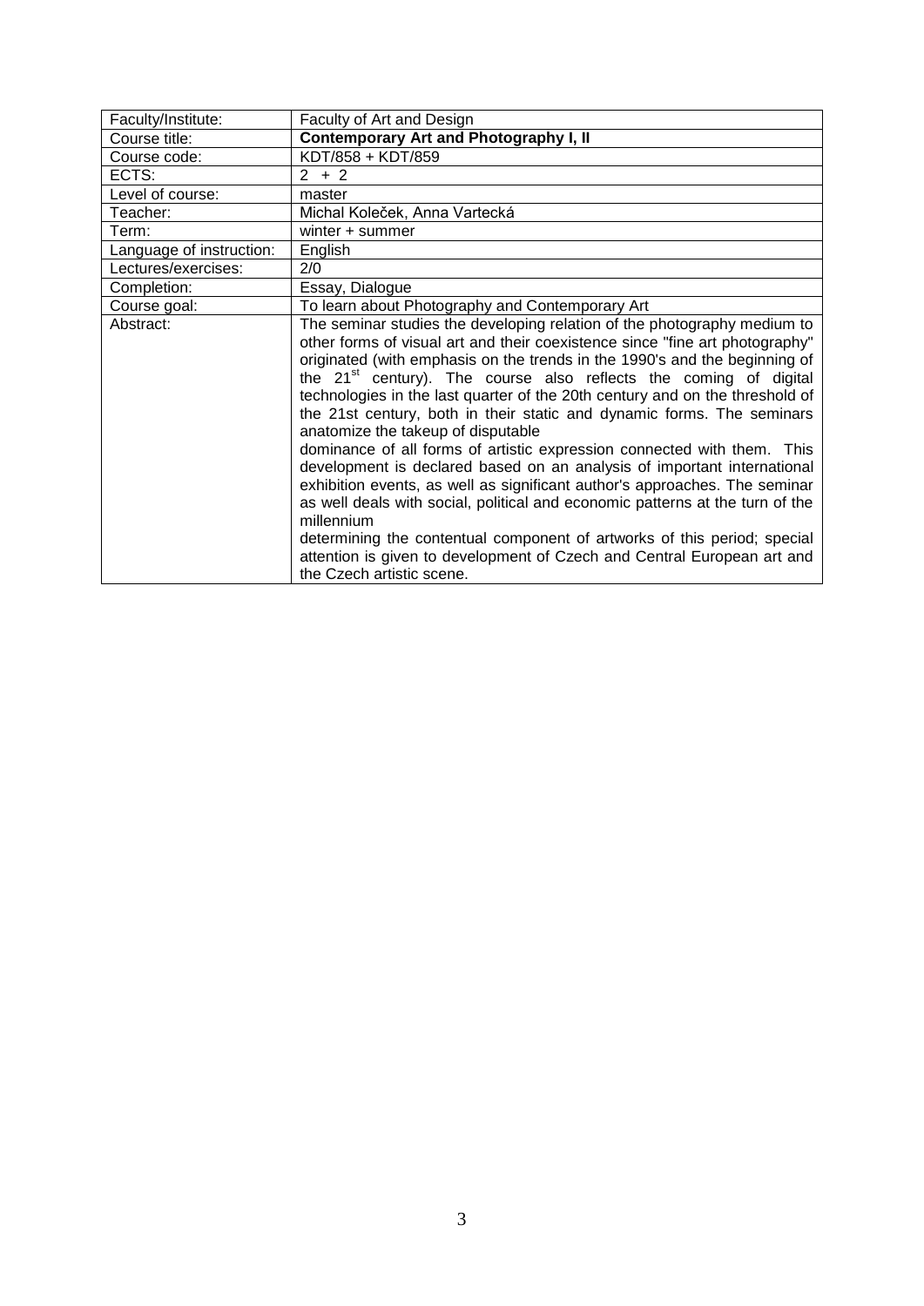| Faculty/Institute: | Faculty of Art and Design |
|---|---|
| Course title: | **Contemporary Art and Photography I, II** |
| Course code: | KDT/858 + KDT/859 |
| ECTS: | 2 + 2 |
| Level of course: | master |
| Teacher: | Michal Koleček, Anna Vartecká |
| Term: | winter + summer |
| Language of instruction: | English |
| Lectures/exercises: | 2/0 |
| Completion: | Essay, Dialogue |
| Course goal: | To learn about Photography and Contemporary Art |
| Abstract: | The seminar studies the developing relation of the photography medium to other forms of visual art and their coexistence since "fine art photography" originated (with emphasis on the trends in the 1990's and the beginning of the 21st century). The course also reflects the coming of digital technologies in the last quarter of the 20th century and on the threshold of the 21st century, both in their static and dynamic forms. The seminars anatomize the takeup of disputable dominance of all forms of artistic expression connected with them. This development is declared based on an analysis of important international exhibition events, as well as significant author's approaches. The seminar as well deals with social, political and economic patterns at the turn of the millennium determining the contentual component of artworks of this period; special attention is given to development of Czech and Central European art and the Czech artistic scene. |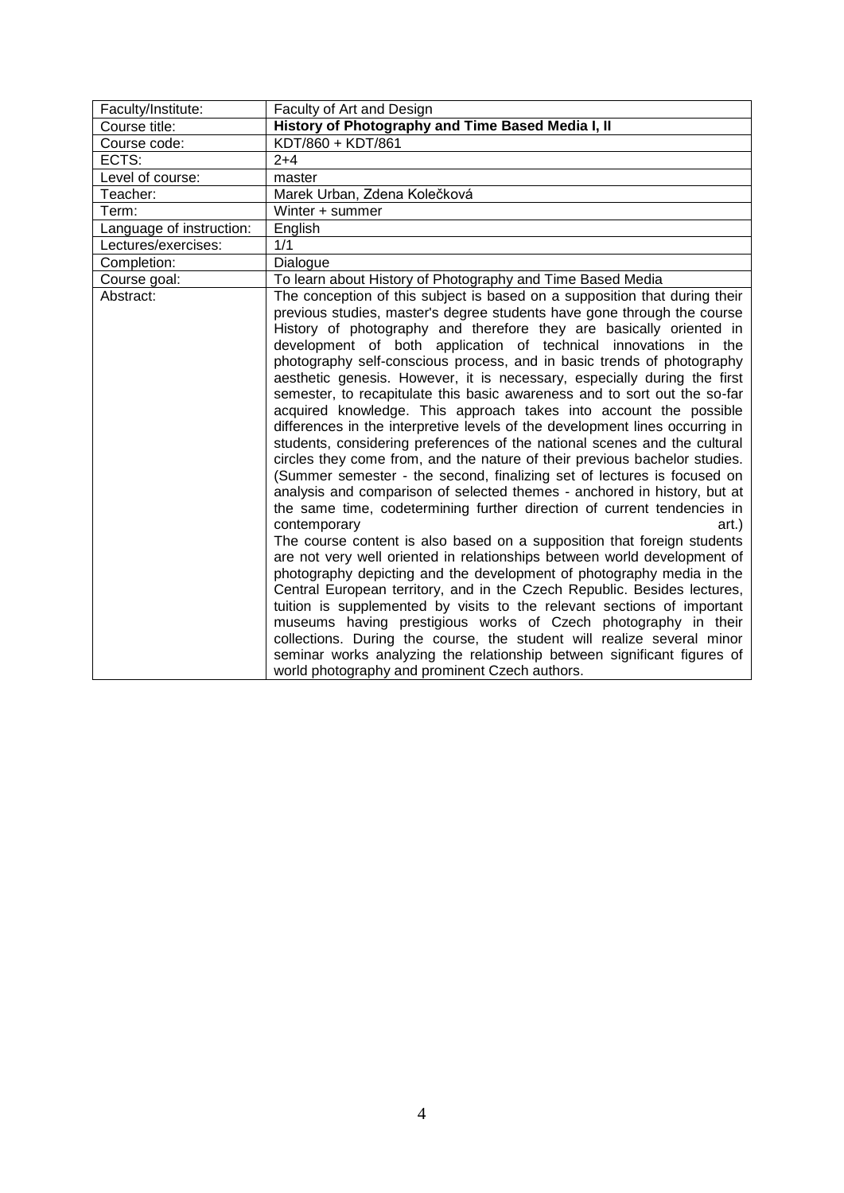| Faculty/Institute: | Faculty of Art and Design |
|---|---|
| Course title: | **History of Photography and Time Based Media I, II** |
| Course code: | KDT/860 + KDT/861 |
| ECTS: | 2+4 |
| Level of course: | master |
| Teacher: | Marek Urban, Zdena Kolečková |
| Term: | Winter + summer |
| Language of instruction: | English |
| Lectures/exercises: | 1/1 |
| Completion: | Dialogue |
| Course goal: | To learn about History of Photography and Time Based Media |
| Abstract: | The conception of this subject is based on a supposition that during their previous studies, master's degree students have gone through the course History of photography and therefore they are basically oriented in development of both application of technical innovations in the photography self-conscious process, and in basic trends of photography aesthetic genesis. However, it is necessary, especially during the first semester, to recapitulate this basic awareness and to sort out the so-far acquired knowledge. This approach takes into account the possible differences in the interpretive levels of the development lines occurring in students, considering preferences of the national scenes and the cultural circles they come from, and the nature of their previous bachelor studies. (Summer semester - the second, finalizing set of lectures is focused on analysis and comparison of selected themes - anchored in history, but at the same time, codetermining further direction of current tendencies in contemporary art.) The course content is also based on a supposition that foreign students are not very well oriented in relationships between world development of photography depicting and the development of photography media in the Central European territory, and in the Czech Republic. Besides lectures, tuition is supplemented by visits to the relevant sections of important museums having prestigious works of Czech photography in their collections. During the course, the student will realize several minor seminar works analyzing the relationship between significant figures of world photography and prominent Czech authors. |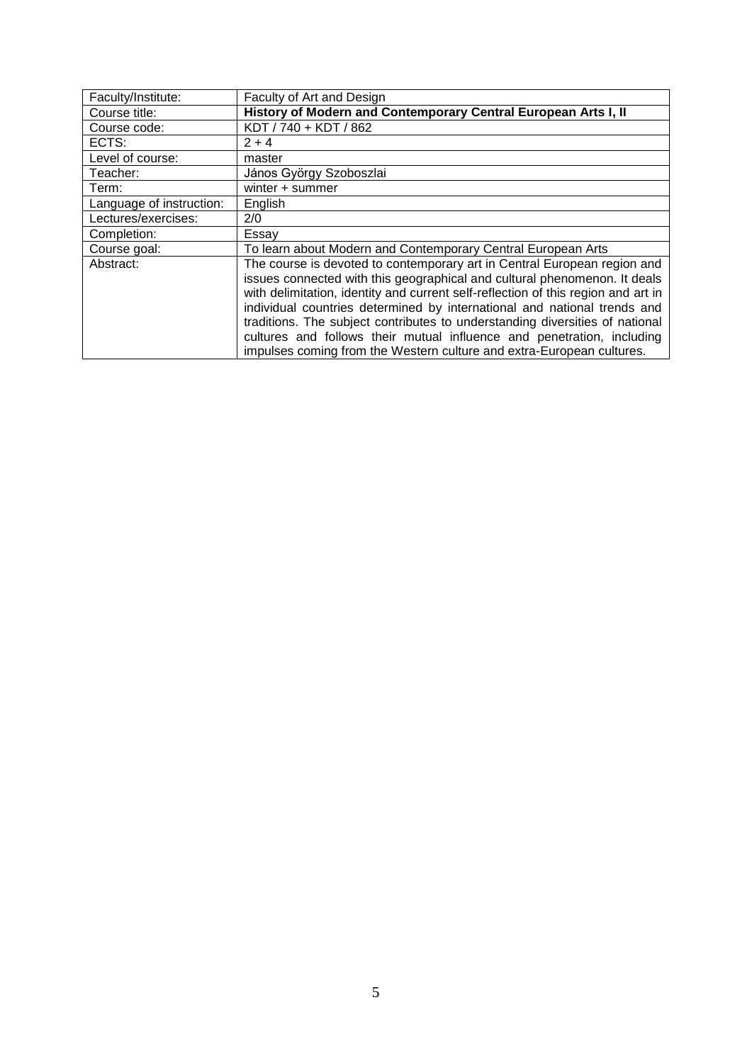| Faculty/Institute: | Faculty of Art and Design |
|---|---|
| Course title: | **History of Modern and Contemporary Central European Arts I, II** |
| Course code: | KDT / 740 + KDT / 862 |
| ECTS: | 2 + 4 |
| Level of course: | master |
| Teacher: | János György Szoboszlai |
| Term: | winter + summer |
| Language of instruction: | English |
| Lectures/exercises: | 2/0 |
| Completion: | Essay |
| Course goal: | To learn about Modern and Contemporary Central European Arts |
| Abstract: | The course is devoted to contemporary art in Central European region and issues connected with this geographical and cultural phenomenon. It deals with delimitation, identity and current self-reflection of this region and art in individual countries determined by international and national trends and traditions. The subject contributes to understanding diversities of national cultures and follows their mutual influence and penetration, including impulses coming from the Western culture and extra-European cultures. |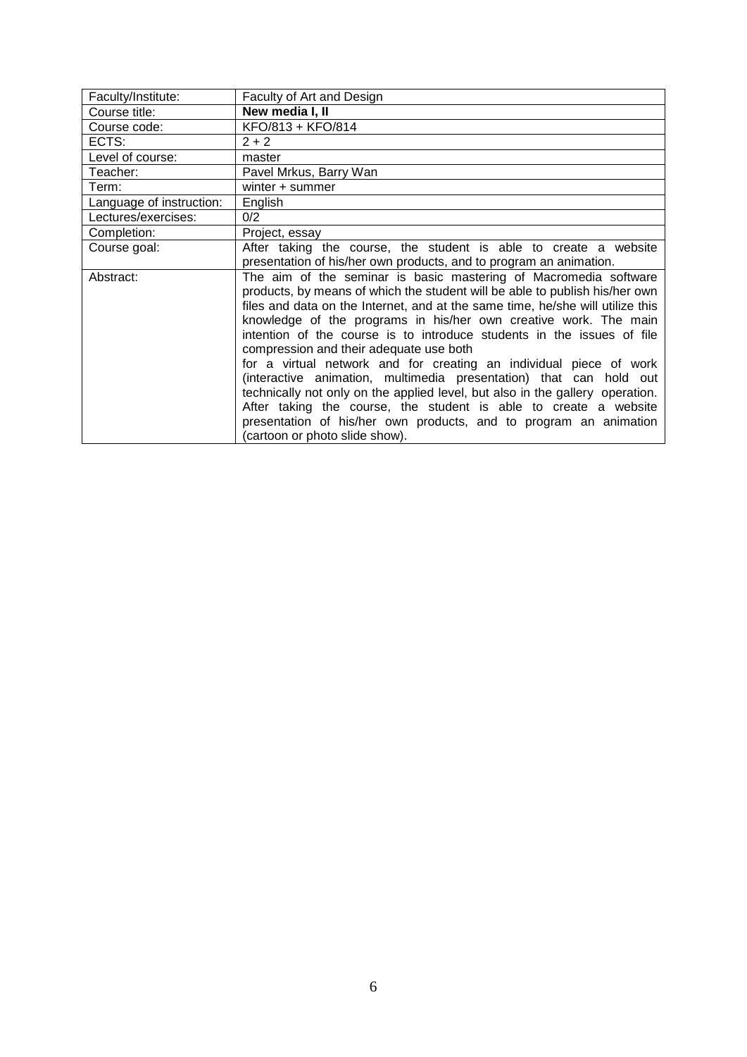| Faculty/Institute: | Faculty of Art and Design |
|---|---|
| Course title: | **New media I, II** |
| Course code: | KFO/813 + KFO/814 |
| ECTS: | 2 + 2 |
| Level of course: | master |
| Teacher: | Pavel Mrkus, Barry Wan |
| Term: | winter + summer |
| Language of instruction: | English |
| Lectures/exercises: | 0/2 |
| Completion: | Project, essay |
| Course goal: | After taking the course, the student is able to create a website presentation of his/her own products, and to program an animation. |
| Abstract: | The aim of the seminar is basic mastering of Macromedia software products, by means of which the student will be able to publish his/her own files and data on the Internet, and at the same time, he/she will utilize this knowledge of the programs in his/her own creative work. The main intention of the course is to introduce students in the issues of file compression and their adequate use both for a virtual network and for creating an individual piece of work (interactive animation, multimedia presentation) that can hold out technically not only on the applied level, but also in the gallery operation. After taking the course, the student is able to create a website presentation of his/her own products, and to program an animation (cartoon or photo slide show). |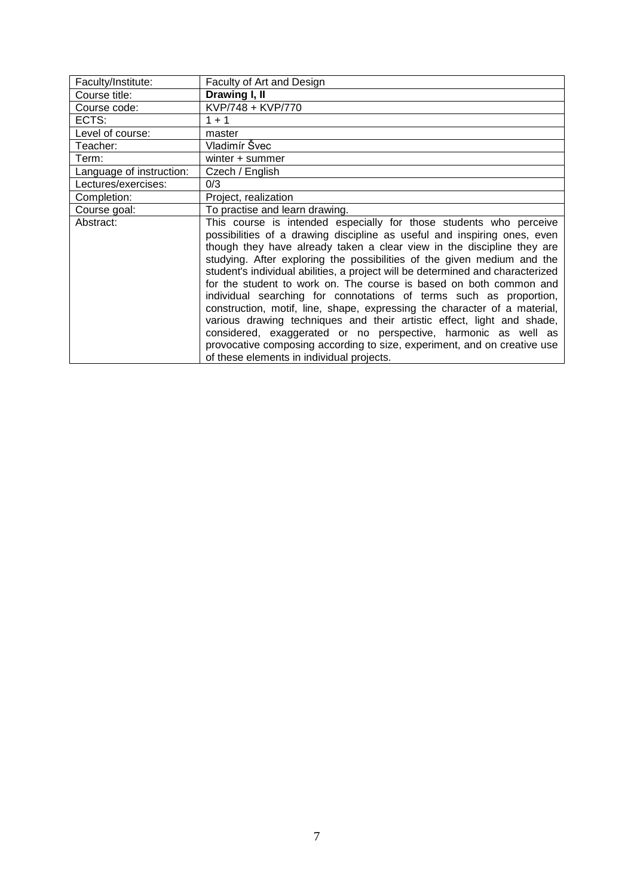| Faculty/Institute: | Faculty of Art and Design |
|---|---|
| Course title: | **Drawing I, II** |
| Course code: | KVP/748 + KVP/770 |
| ECTS: | 1 + 1 |
| Level of course: | master |
| Teacher: | Vladimír Švec |
| Term: | winter + summer |
| Language of instruction: | Czech / English |
| Lectures/exercises: | 0/3 |
| Completion: | Project, realization |
| Course goal: | To practise and learn drawing. |
| Abstract: | This course is intended especially for those students who perceive possibilities of a drawing discipline as useful and inspiring ones, even though they have already taken a clear view in the discipline they are studying. After exploring the possibilities of the given medium and the student's individual abilities, a project will be determined and characterized for the student to work on. The course is based on both common and individual searching for connotations of terms such as proportion, construction, motif, line, shape, expressing the character of a material, various drawing techniques and their artistic effect, light and shade, considered, exaggerated or no perspective, harmonic as well as provocative composing according to size, experiment, and on creative use of these elements in individual projects. |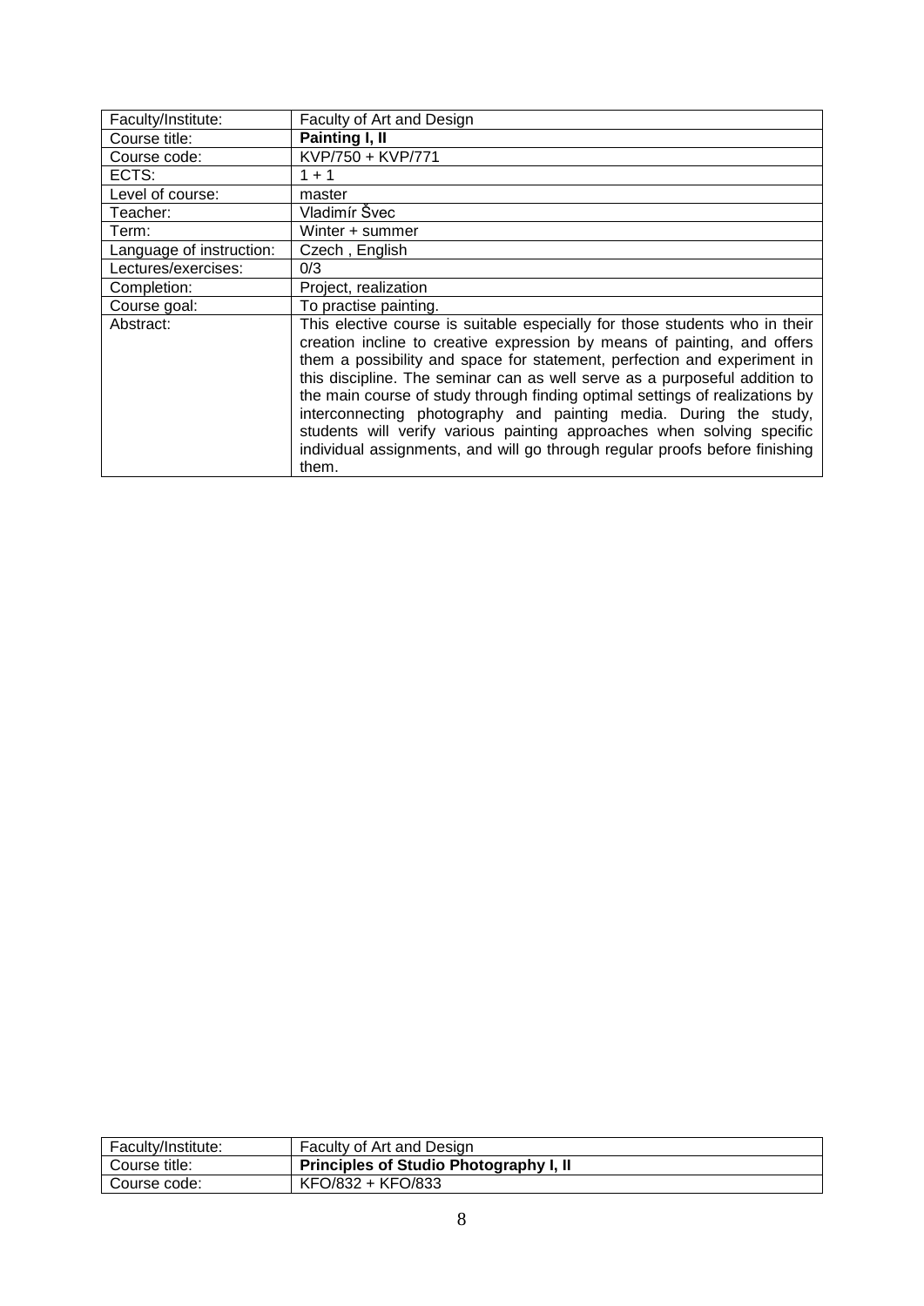| Faculty/Institute: | Faculty of Art and Design |
|---|---|
| Course title: | **Painting I, II** |
| Course code: | KVP/750 + KVP/771 |
| ECTS: | 1 + 1 |
| Level of course: | master |
| Teacher: | Vladimír Švec |
| Term: | Winter + summer |
| Language of instruction: | Czech , English |
| Lectures/exercises: | 0/3 |
| Completion: | Project, realization |
| Course goal: | To practise painting. |
| Abstract: | This elective course is suitable especially for those students who in their creation incline to creative expression by means of painting, and offers them a possibility and space for statement, perfection and experiment in this discipline. The seminar can as well serve as a purposeful addition to the main course of study through finding optimal settings of realizations by interconnecting photography and painting media. During the study, students will verify various painting approaches when solving specific individual assignments, and will go through regular proofs before finishing them. |

| Faculty/Institute: | Faculty of Art and Design |
|---|---|
| Course title: | **Principles of Studio Photography I, II** |
| Course code: | KFO/832 + KFO/833 |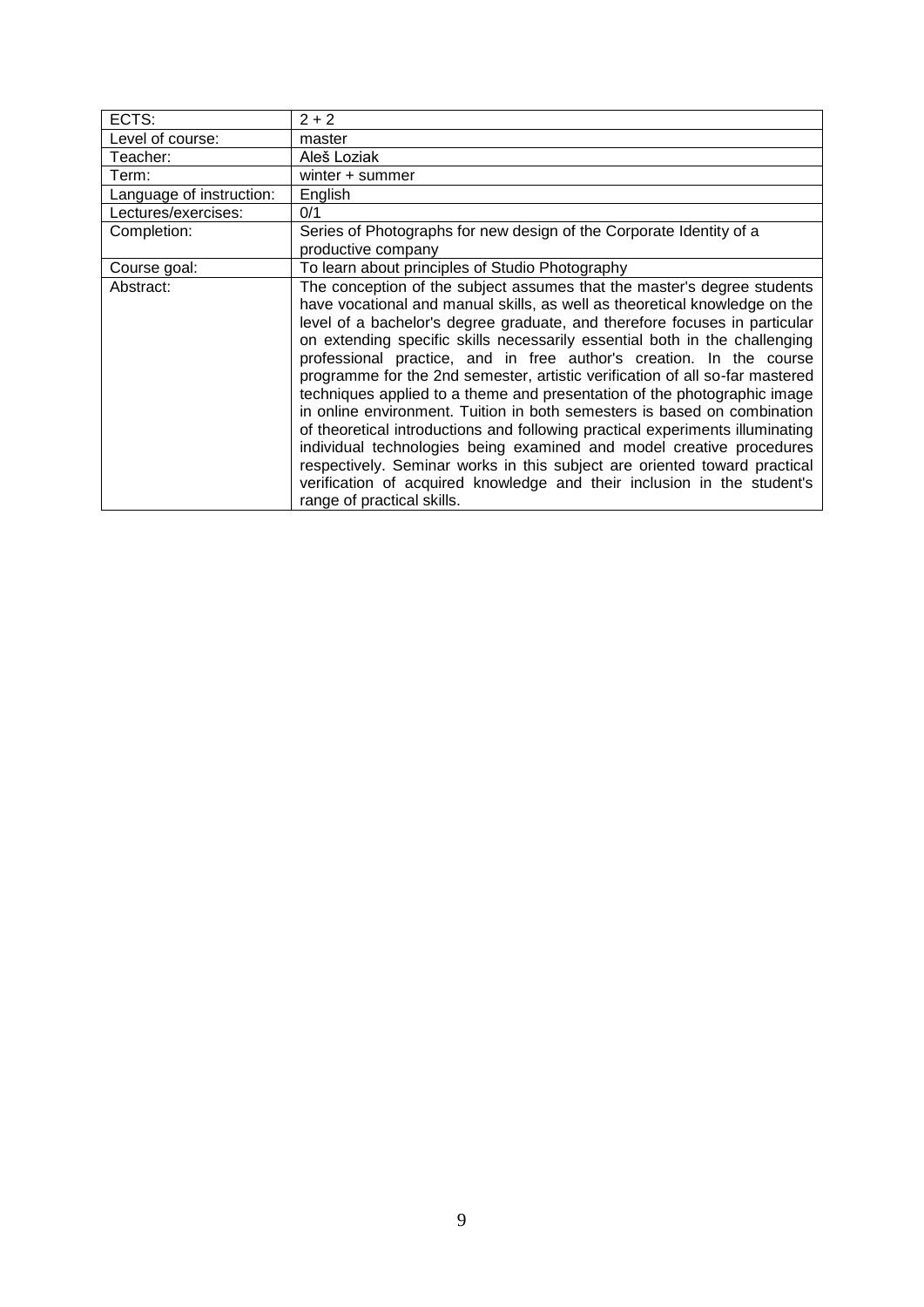| ECTS: | 2 + 2 |
|---|---|
| Level of course: | master |
| Teacher: | Aleš Loziak |
| Term: | winter + summer |
| Language of instruction: | English |
| Lectures/exercises: | 0/1 |
| Completion: | Series of Photographs for new design of the Corporate Identity of a productive company |
| Course goal: | To learn about principles of Studio Photography |
| Abstract: | The conception of the subject assumes that the master's degree students have vocational and manual skills, as well as theoretical knowledge on the level of a bachelor's degree graduate, and therefore focuses in particular on extending specific skills necessarily essential both in the challenging professional practice, and in free author's creation. In the course programme for the 2nd semester, artistic verification of all so-far mastered techniques applied to a theme and presentation of the photographic image in online environment. Tuition in both semesters is based on combination of theoretical introductions and following practical experiments illuminating individual technologies being examined and model creative procedures respectively. Seminar works in this subject are oriented toward practical verification of acquired knowledge and their inclusion in the student's range of practical skills. |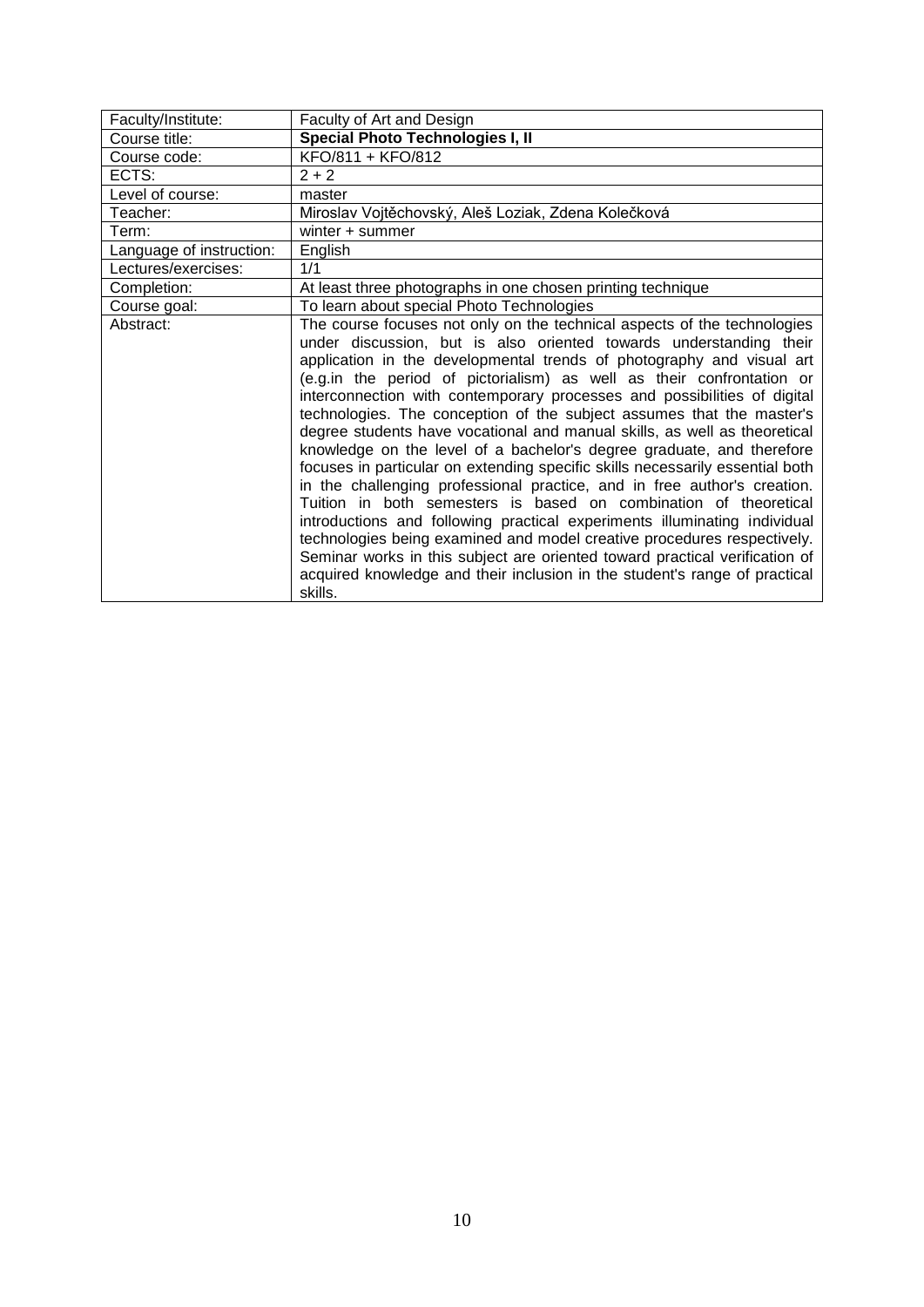| Faculty/Institute: | Faculty of Art and Design |
|---|---|
| Course title: | **Special Photo Technologies I, II** |
| Course code: | KFO/811 + KFO/812 |
| ECTS: | 2 + 2 |
| Level of course: | master |
| Teacher: | Miroslav Vojtěchovský, Aleš Loziak, Zdena Kolečková |
| Term: | winter + summer |
| Language of instruction: | English |
| Lectures/exercises: | 1/1 |
| Completion: | At least three photographs in one chosen printing technique |
| Course goal: | To learn about special Photo Technologies |
| Abstract: | The course focuses not only on the technical aspects of the technologies under discussion, but is also oriented towards understanding their application in the developmental trends of photography and visual art (e.g.in the period of pictorialism) as well as their confrontation or interconnection with contemporary processes and possibilities of digital technologies. The conception of the subject assumes that the master's degree students have vocational and manual skills, as well as theoretical knowledge on the level of a bachelor's degree graduate, and therefore focuses in particular on extending specific skills necessarily essential both in the challenging professional practice, and in free author's creation. Tuition in both semesters is based on combination of theoretical introductions and following practical experiments illuminating individual technologies being examined and model creative procedures respectively. Seminar works in this subject are oriented toward practical verification of acquired knowledge and their inclusion in the student's range of practical skills. |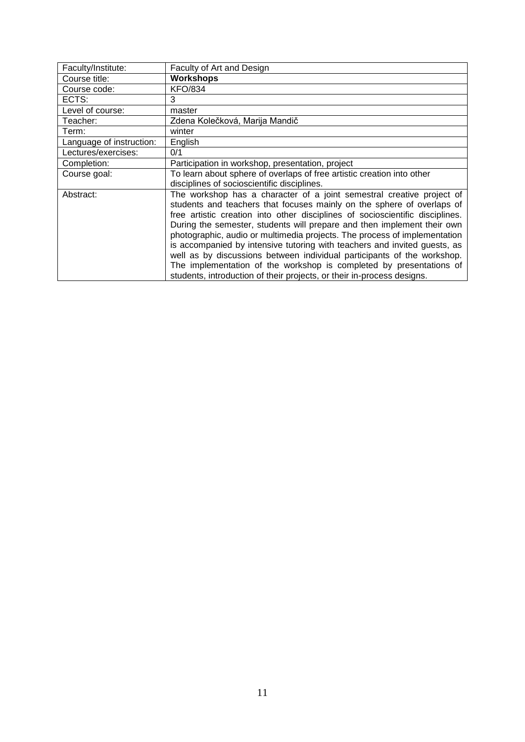| Faculty/Institute: | Faculty of Art and Design |
|---|---|
| Course title: | **Workshops** |
| Course code: | KFO/834 |
| ECTS: | 3 |
| Level of course: | master |
| Teacher: | Zdena Kolečková, Marija Mandič |
| Term: | winter |
| Language of instruction: | English |
| Lectures/exercises: | 0/1 |
| Completion: | Participation in workshop, presentation, project |
| Course goal: | To learn about sphere of overlaps of free artistic creation into other disciplines of socioscientific disciplines. |
| Abstract: | The workshop has a character of a joint semestral creative project of students and teachers that focuses mainly on the sphere of overlaps of free artistic creation into other disciplines of socioscientific disciplines. During the semester, students will prepare and then implement their own photographic, audio or multimedia projects. The process of implementation is accompanied by intensive tutoring with teachers and invited guests, as well as by discussions between individual participants of the workshop. The implementation of the workshop is completed by presentations of students, introduction of their projects, or their in-process designs. |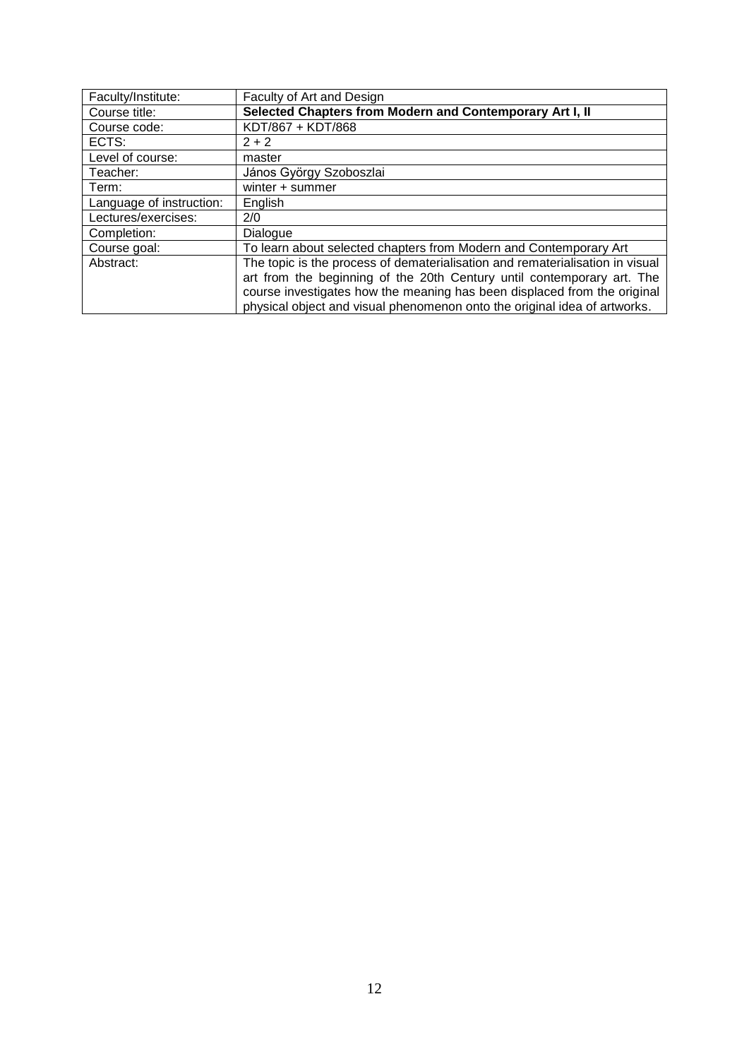| Faculty/Institute: | Faculty of Art and Design |
|---|---|
| Course title: | **Selected Chapters from Modern and Contemporary Art I, II** |
| Course code: | KDT/867 + KDT/868 |
| ECTS: | 2 + 2 |
| Level of course: | master |
| Teacher: | János György Szoboszlai |
| Term: | winter + summer |
| Language of instruction: | English |
| Lectures/exercises: | 2/0 |
| Completion: | Dialogue |
| Course goal: | To learn about selected chapters from Modern and Contemporary Art |
| Abstract: | The topic is the process of dematerialisation and rematerialisation in visual art from the beginning of the 20th Century until contemporary art. The course investigates how the meaning has been displaced from the original physical object and visual phenomenon onto the original idea of artworks. |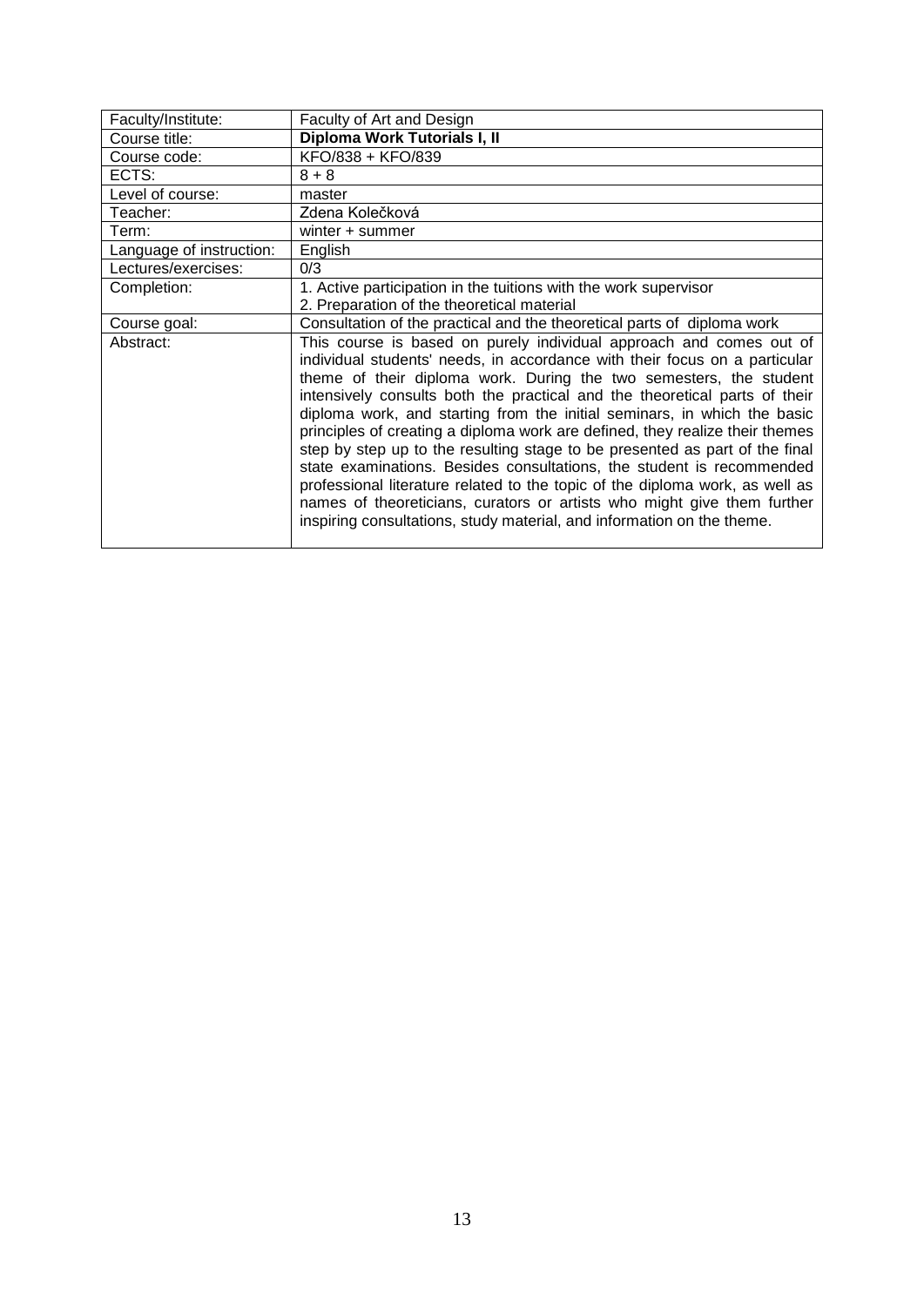| Faculty/Institute: | Faculty of Art and Design |
|---|---|
| Course title: | **Diploma Work Tutorials I, II** |
| Course code: | KFO/838 + KFO/839 |
| ECTS: | 8 + 8 |
| Level of course: | master |
| Teacher: | Zdena Kolečková |
| Term: | winter + summer |
| Language of instruction: | English |
| Lectures/exercises: | 0/3 |
| Completion: | 1. Active participation in the tuitions with the work supervisor<br>2. Preparation of the theoretical material |
| Course goal: | Consultation of the practical and the theoretical parts of diploma work |
| Abstract: | This course is based on purely individual approach and comes out of individual students' needs, in accordance with their focus on a particular theme of their diploma work. During the two semesters, the student intensively consults both the practical and the theoretical parts of their diploma work, and starting from the initial seminars, in which the basic principles of creating a diploma work are defined, they realize their themes step by step up to the resulting stage to be presented as part of the final state examinations. Besides consultations, the student is recommended professional literature related to the topic of the diploma work, as well as names of theoreticians, curators or artists who might give them further inspiring consultations, study material, and information on the theme. |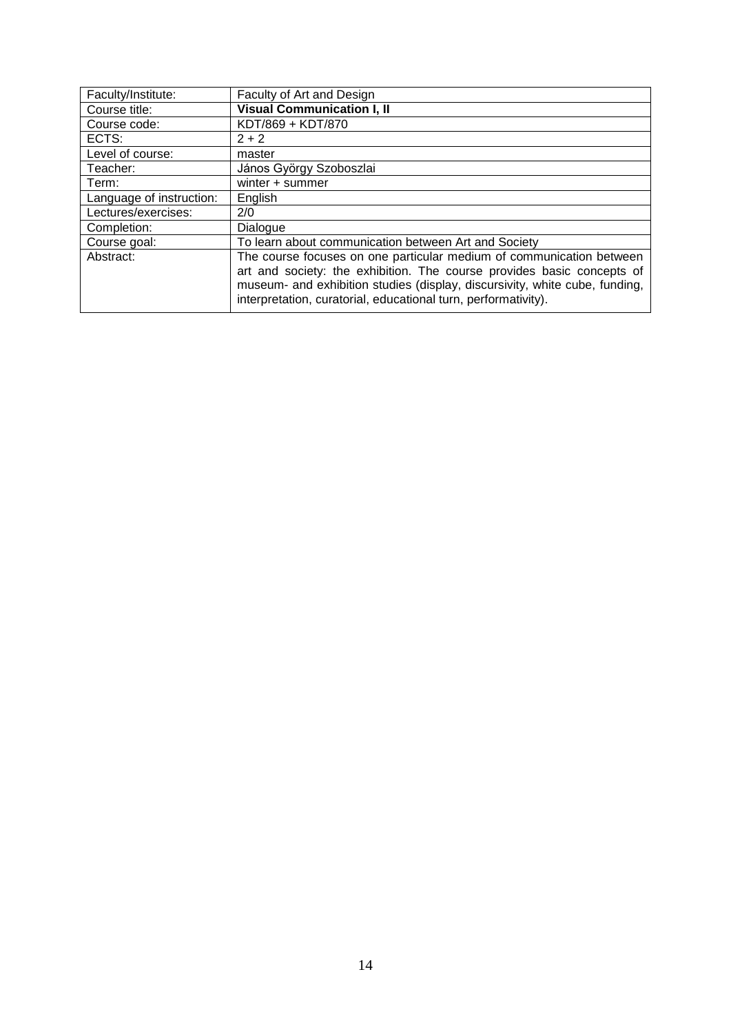| Faculty/Institute: | Faculty of Art and Design |
|---|---|
| Course title: | **Visual Communication I, II** |
| Course code: | KDT/869 + KDT/870 |
| ECTS: | 2 + 2 |
| Level of course: | master |
| Teacher: | János György Szoboszlai |
| Term: | winter + summer |
| Language of instruction: | English |
| Lectures/exercises: | 2/0 |
| Completion: | Dialogue |
| Course goal: | To learn about communication between Art and Society |
| Abstract: | The course focuses on one particular medium of communication between art and society: the exhibition. The course provides basic concepts of museum- and exhibition studies (display, discursivity, white cube, funding, interpretation, curatorial, educational turn, performativity). |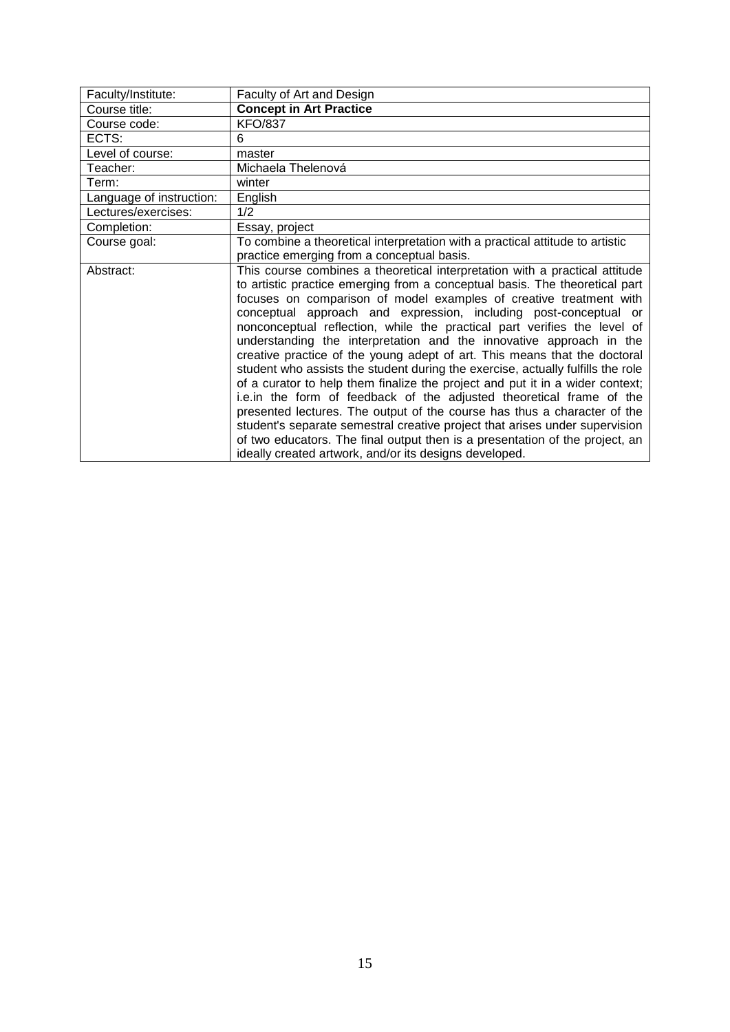| Faculty/Institute: | Faculty of Art and Design |
|---|---|
| Course title: | **Concept in Art Practice** |
| Course code: | KFO/837 |
| ECTS: | 6 |
| Level of course: | master |
| Teacher: | Michaela Thelenová |
| Term: | winter |
| Language of instruction: | English |
| Lectures/exercises: | 1/2 |
| Completion: | Essay, project |
| Course goal: | To combine a theoretical interpretation with a practical attitude to artistic practice emerging from a conceptual basis. |
| Abstract: | This course combines a theoretical interpretation with a practical attitude to artistic practice emerging from a conceptual basis. The theoretical part focuses on comparison of model examples of creative treatment with conceptual approach and expression, including post-conceptual or nonconceptual reflection, while the practical part verifies the level of understanding the interpretation and the innovative approach in the creative practice of the young adept of art. This means that the doctoral student who assists the student during the exercise, actually fulfills the role of a curator to help them finalize the project and put it in a wider context; i.e.in the form of feedback of the adjusted theoretical frame of the presented lectures. The output of the course has thus a character of the student's separate semestral creative project that arises under supervision of two educators. The final output then is a presentation of the project, an ideally created artwork, and/or its designs developed. |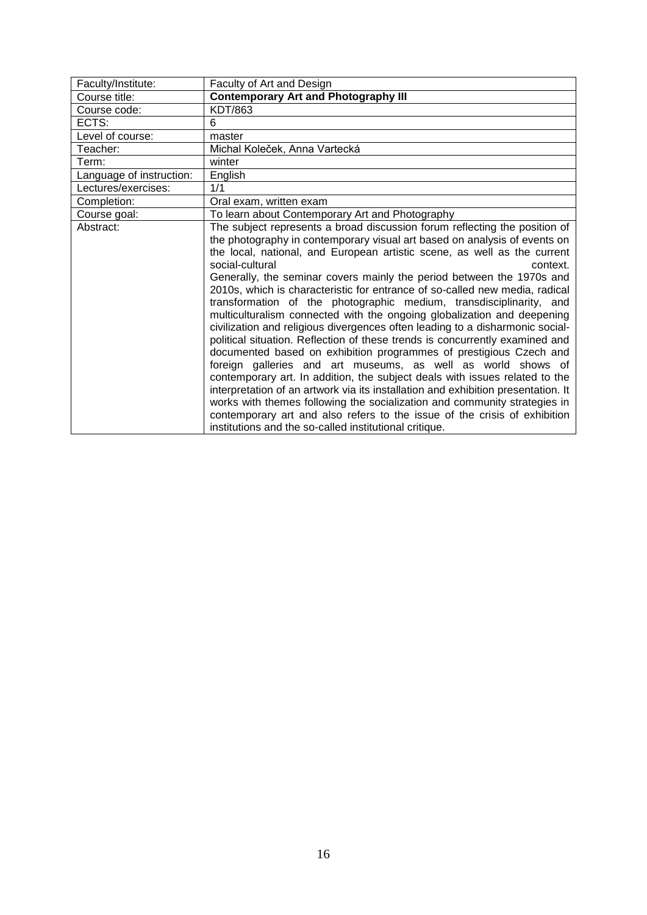| Faculty/Institute: | Faculty of Art and Design |
|---|---|
| Course title: | **Contemporary Art and Photography III** |
| Course code: | KDT/863 |
| ECTS: | 6 |
| Level of course: | master |
| Teacher: | Michal Koleček, Anna Vartecká |
| Term: | winter |
| Language of instruction: | English |
| Lectures/exercises: | 1/1 |
| Completion: | Oral exam, written exam |
| Course goal: | To learn about Contemporary Art and Photography |
| Abstract: | The subject represents a broad discussion forum reflecting the position of the photography in contemporary visual art based on analysis of events on the local, national, and European artistic scene, as well as the current social-cultural context. Generally, the seminar covers mainly the period between the 1970s and 2010s, which is characteristic for entrance of so-called new media, radical transformation of the photographic medium, transdisciplinarity, and multiculturalism connected with the ongoing globalization and deepening civilization and religious divergences often leading to a disharmonic social-political situation. Reflection of these trends is concurrently examined and documented based on exhibition programmes of prestigious Czech and foreign galleries and art museums, as well as world shows of contemporary art. In addition, the subject deals with issues related to the interpretation of an artwork via its installation and exhibition presentation. It works with themes following the socialization and community strategies in contemporary art and also refers to the issue of the crisis of exhibition institutions and the so-called institutional critique. |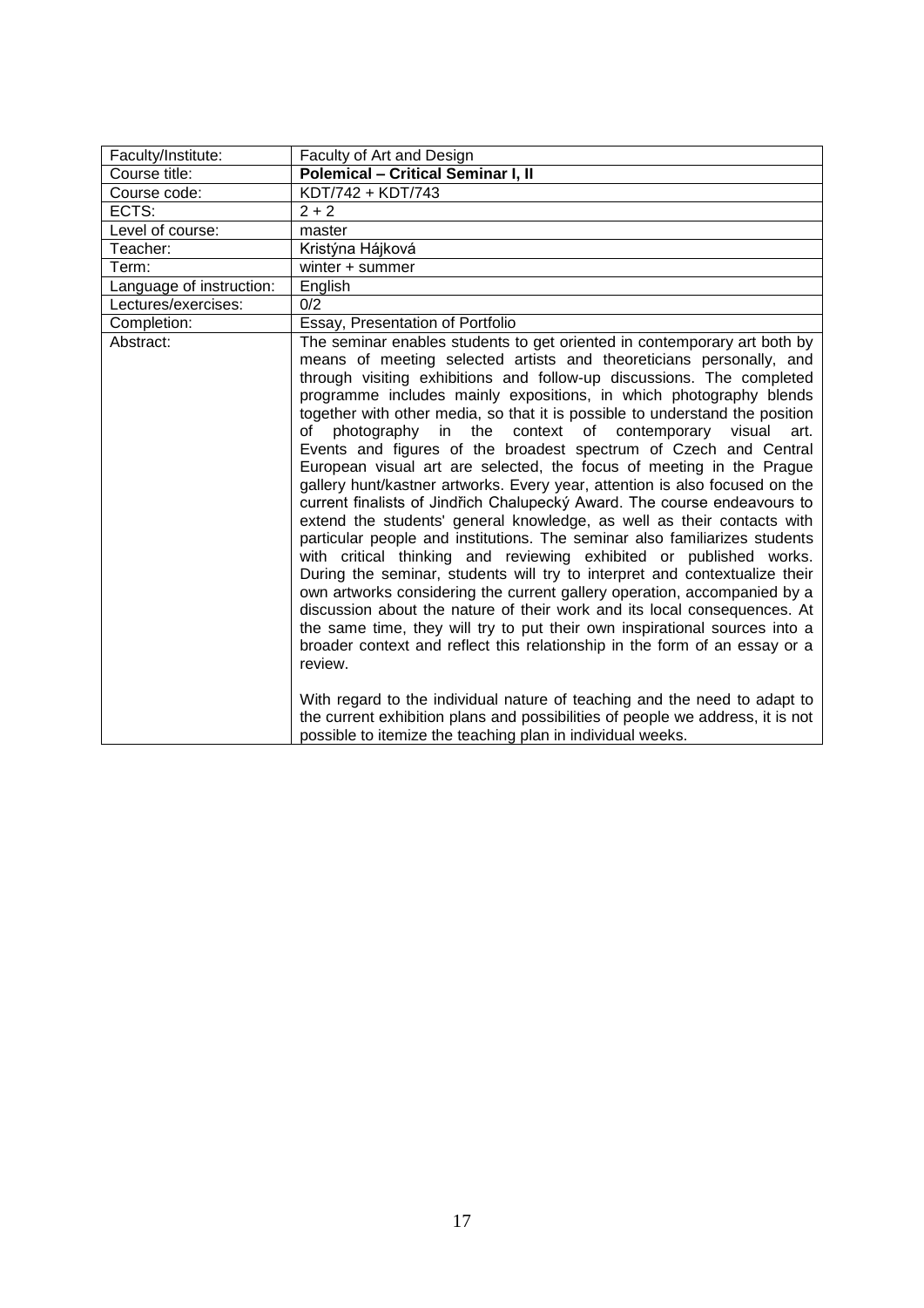| Faculty/Institute: | Faculty of Art and Design |
|---|---|
| Course title: | **Polemical – Critical Seminar I, II** |
| Course code: | KDT/742 + KDT/743 |
| ECTS: | 2 + 2 |
| Level of course: | master |
| Teacher: | Kristýna Hájková |
| Term: | winter + summer |
| Language of instruction: | English |
| Lectures/exercises: | 0/2 |
| Completion: | Essay, Presentation of Portfolio |
| Abstract: | The seminar enables students to get oriented in contemporary art both by means of meeting selected artists and theoreticians personally, and through visiting exhibitions and follow-up discussions. The completed programme includes mainly expositions, in which photography blends together with other media, so that it is possible to understand the position of photography in the context of contemporary visual art. Events and figures of the broadest spectrum of Czech and Central European visual art are selected, the focus of meeting in the Prague gallery hunt/kastner artworks. Every year, attention is also focused on the current finalists of Jindřich Chalupecký Award. The course endeavours to extend the students' general knowledge, as well as their contacts with particular people and institutions. The seminar also familiarizes students with critical thinking and reviewing exhibited or published works. During the seminar, students will try to interpret and contextualize their own artworks considering the current gallery operation, accompanied by a discussion about the nature of their work and its local consequences. At the same time, they will try to put their own inspirational sources into a broader context and reflect this relationship in the form of an essay or a review.<br><br>With regard to the individual nature of teaching and the need to adapt to the current exhibition plans and possibilities of people we address, it is not possible to itemize the teaching plan in individual weeks. |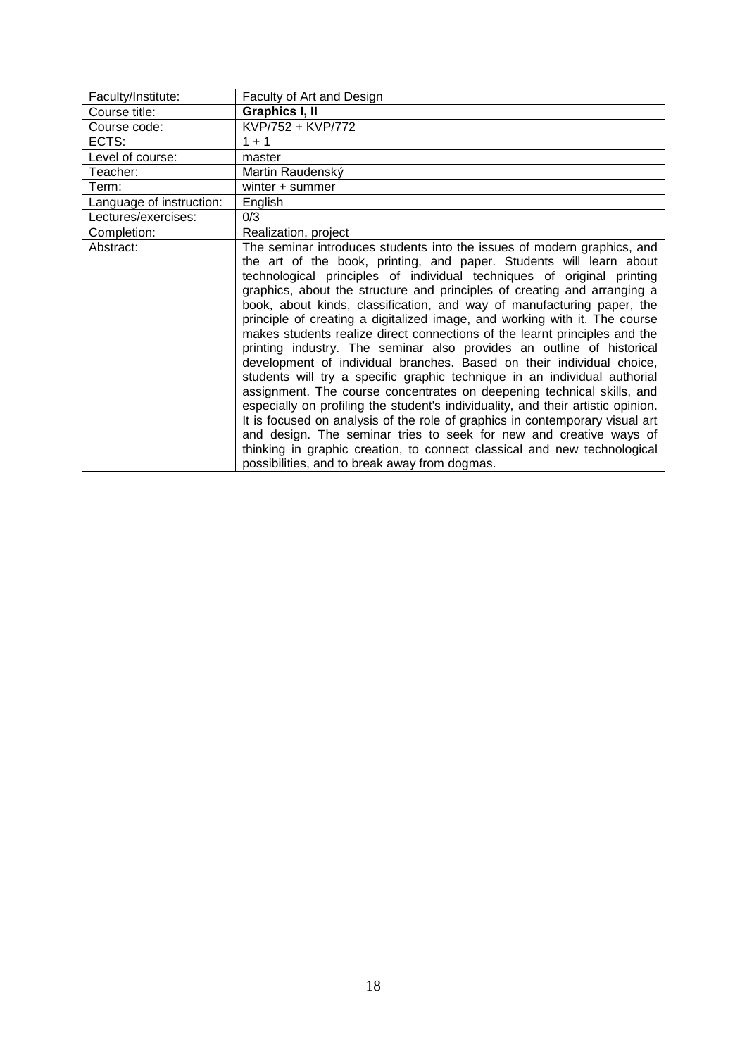| Faculty/Institute: | Faculty of Art and Design |
|---|---|
| Course title: | **Graphics I, II** |
| Course code: | KVP/752 + KVP/772 |
| ECTS: | 1 + 1 |
| Level of course: | master |
| Teacher: | Martin Raudenský |
| Term: | winter + summer |
| Language of instruction: | English |
| Lectures/exercises: | 0/3 |
| Completion: | Realization, project |
| Abstract: | The seminar introduces students into the issues of modern graphics, and the art of the book, printing, and paper. Students will learn about technological principles of individual techniques of original printing graphics, about the structure and principles of creating and arranging a book, about kinds, classification, and way of manufacturing paper, the principle of creating a digitalized image, and working with it. The course makes students realize direct connections of the learnt principles and the printing industry. The seminar also provides an outline of historical development of individual branches. Based on their individual choice, students will try a specific graphic technique in an individual authorial assignment. The course concentrates on deepening technical skills, and especially on profiling the student's individuality, and their artistic opinion. It is focused on analysis of the role of graphics in contemporary visual art and design. The seminar tries to seek for new and creative ways of thinking in graphic creation, to connect classical and new technological possibilities, and to break away from dogmas. |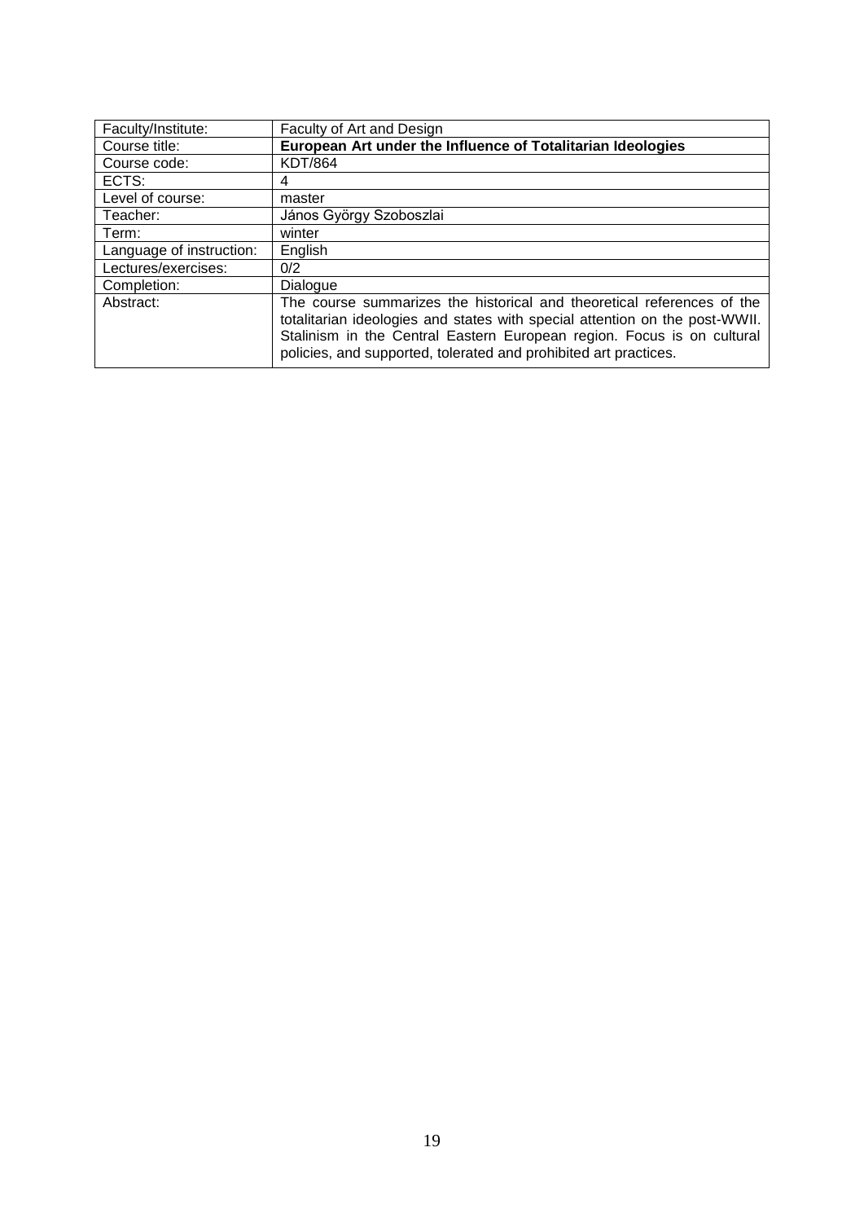| | |
|---|---|
| Faculty/Institute: | Faculty of Art and Design |
| Course title: | **European Art under the Influence of Totalitarian Ideologies** |
| Course code: | KDT/864 |
| ECTS: | 4 |
| Level of course: | master |
| Teacher: | János György Szoboszlai |
| Term: | winter |
| Language of instruction: | English |
| Lectures/exercises: | 0/2 |
| Completion: | Dialogue |
| Abstract: | The course summarizes the historical and theoretical references of the totalitarian ideologies and states with special attention on the post-WWII. Stalinism in the Central Eastern European region. Focus is on cultural policies, and supported, tolerated and prohibited art practices. |